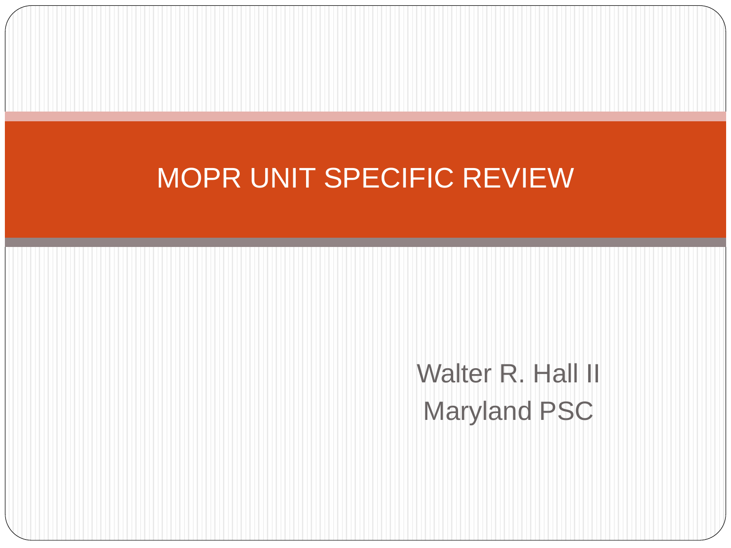# MOPR UNIT SPECIFIC REVIEW

Walter R. Hall II
Maryland PSC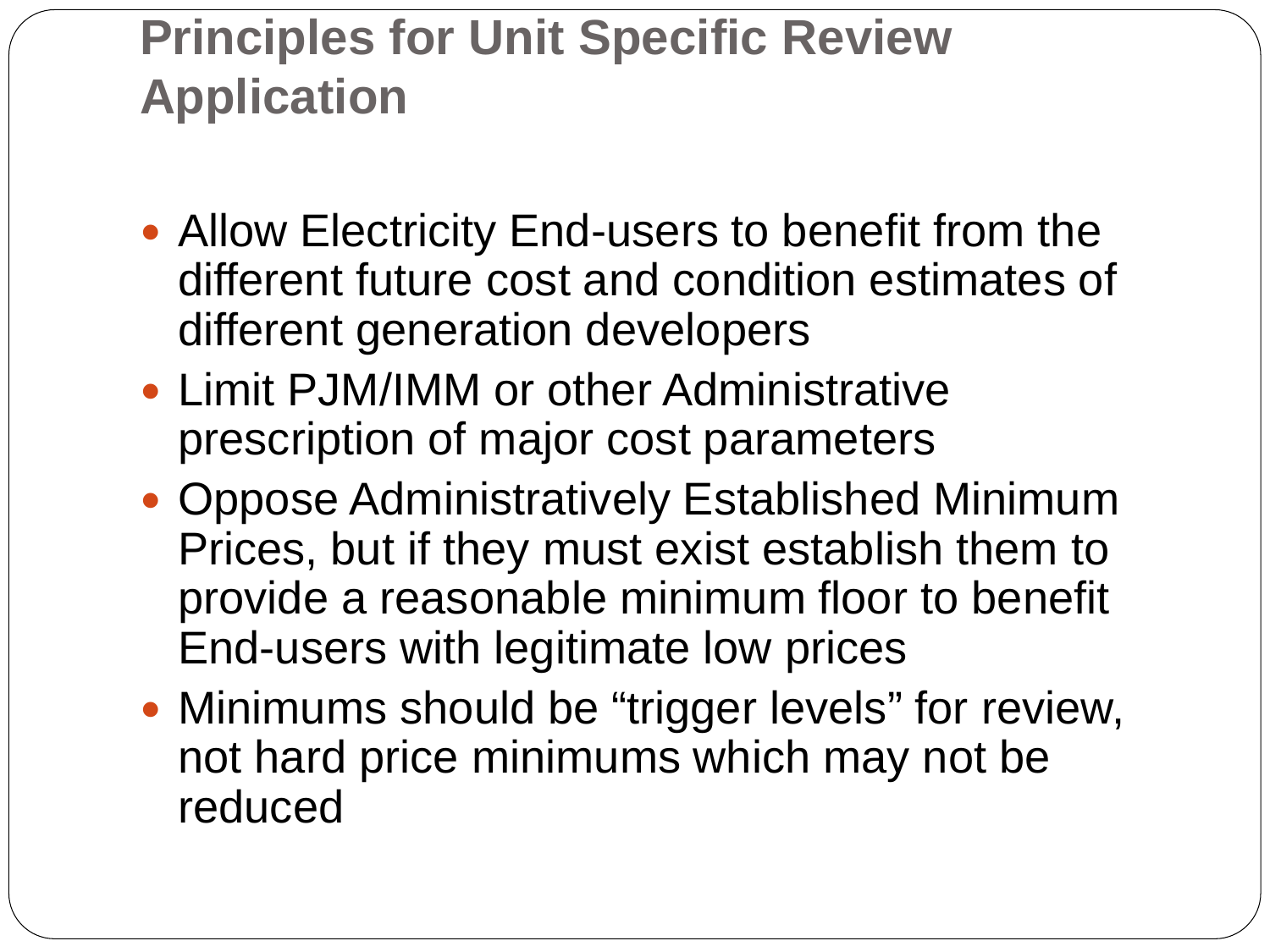# Principles for Unit Specific Review Application

- Allow Electricity End-users to benefit from the different future cost and condition estimates of different generation developers
- Limit PJM/IMM or other Administrative prescription of major cost parameters
- Oppose Administratively Established Minimum Prices, but if they must exist establish them to provide a reasonable minimum floor to benefit End-users with legitimate low prices
- Minimums should be “trigger levels” for review, not hard price minimums which may not be reduced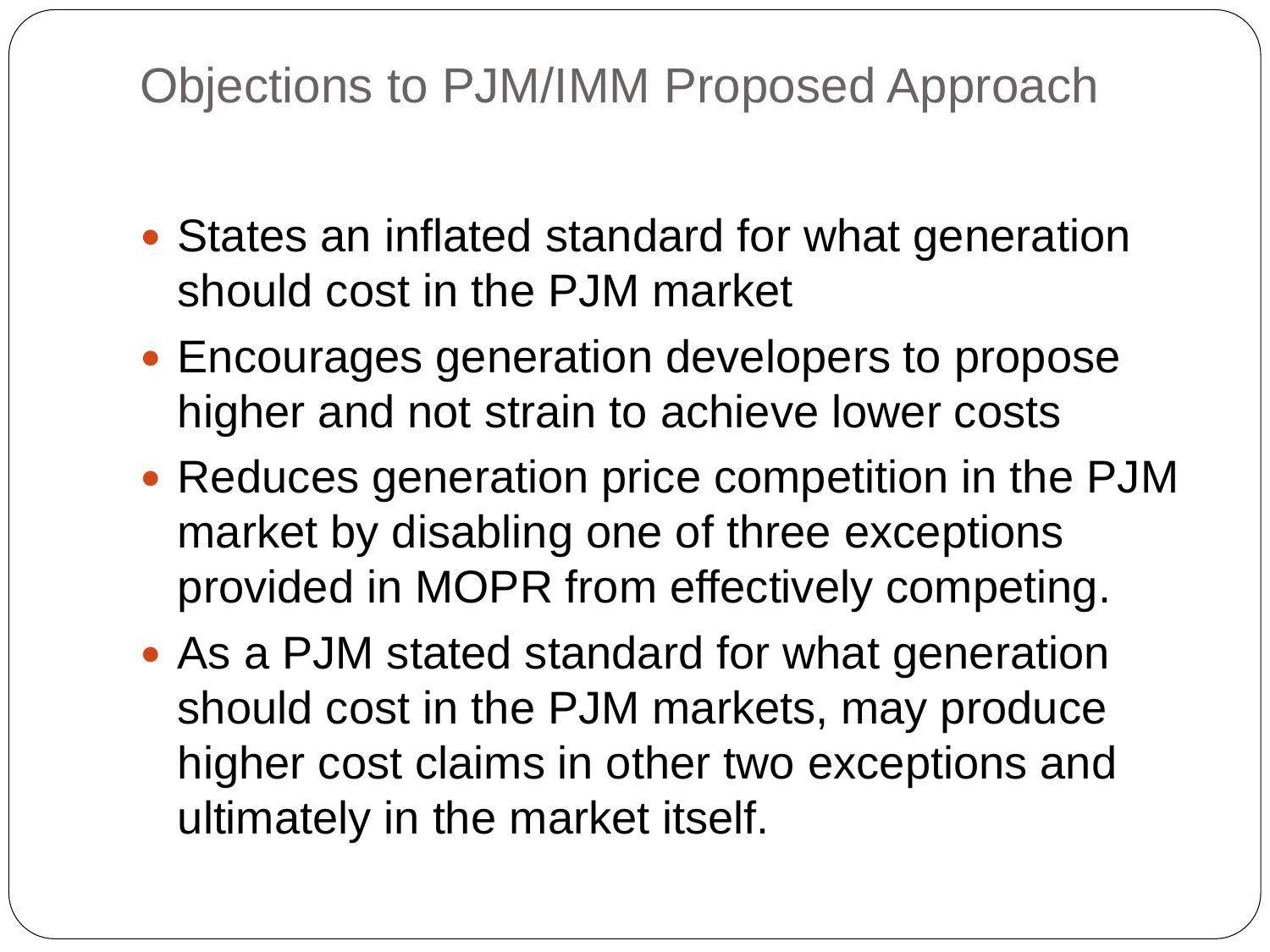# Objections to PJM/IMM Proposed Approach

- States an inflated standard for what generation should cost in the PJM market
- Encourages generation developers to propose higher and not strain to achieve lower costs
- Reduces generation price competition in the PJM market by disabling one of three exceptions provided in MOPR from effectively competing.
- As a PJM stated standard for what generation should cost in the PJM markets, may produce higher cost claims in other two exceptions and ultimately in the market itself.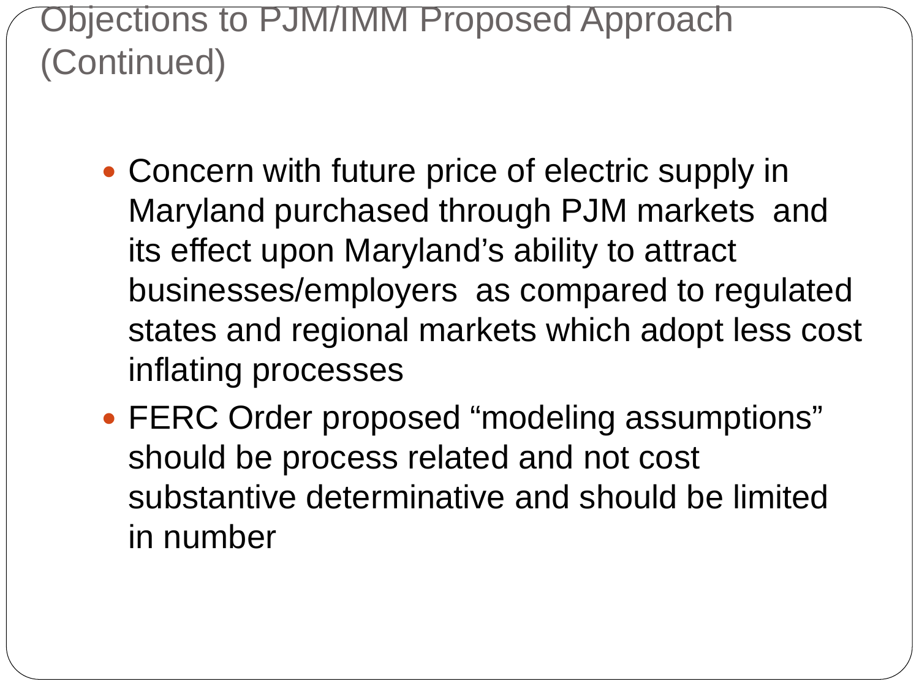# Objections to PJM/IMM Proposed Approach (Continued)

- Concern with future price of electric supply in Maryland purchased through PJM markets and its effect upon Maryland's ability to attract businesses/employers as compared to regulated states and regional markets which adopt less cost inflating processes
- FERC Order proposed "modeling assumptions" should be process related and not cost substantive determinative and should be limited in number